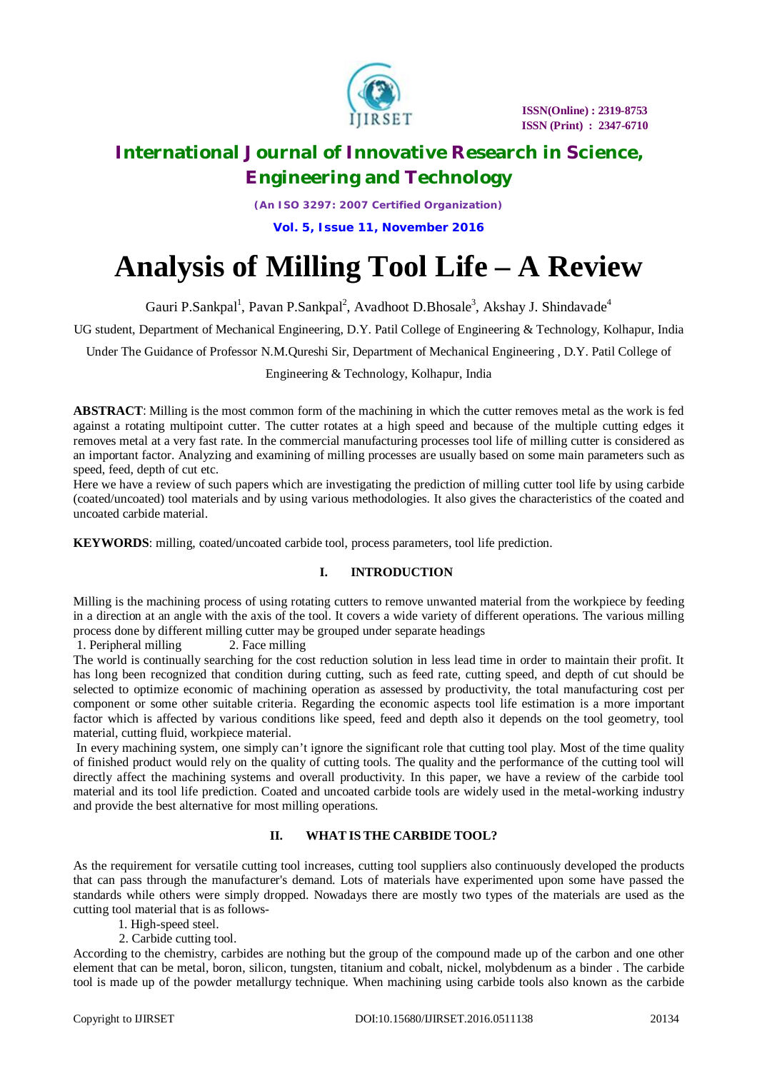# Analysis of Milling Tool Life – A Review

Gauri P.Sankpal[1], Pavan P.Sankpal[2], Avadhoot D.Bhosale[3], Akshay J. Shindavade[4]

UG student, Department of Mechanical Engineering, D.Y. Patil College of Engineering & Technology, Kolhapur, India

Under The Guidance of Professor N.M.Qureshi Sir, Department of Mechanical Engineering , D.Y. Patil College of Engineering & Technology, Kolhapur, India

**ABSTRACT**: Milling is the most common form of the machining in which the cutter removes metal as the work is fed against a rotating multipoint cutter. The cutter rotates at a high speed and because of the multiple cutting edges it removes metal at a very fast rate. In the commercial manufacturing processes tool life of milling cutter is considered as an important factor. Analyzing and examining of milling processes are usually based on some main parameters such as speed, feed, depth of cut etc.

Here we have a review of such papers which are investigating the prediction of milling cutter tool life by using carbide (coated/uncoated) tool materials and by using various methodologies. It also gives the characteristics of the coated and uncoated carbide material.

**KEYWORDS**: milling, coated/uncoated carbide tool, process parameters, tool life prediction.

## I. INTRODUCTION

Milling is the machining process of using rotating cutters to remove unwanted material from the workpiece by feeding in a direction at an angle with the axis of the tool. It covers a wide variety of different operations. The various milling process done by different milling cutter may be grouped under separate headings

1. Peripheral milling   2. Face milling

The world is continually searching for the cost reduction solution in less lead time in order to maintain their profit. It has long been recognized that condition during cutting, such as feed rate, cutting speed, and depth of cut should be selected to optimize economic of machining operation as assessed by productivity, the total manufacturing cost per component or some other suitable criteria. Regarding the economic aspects tool life estimation is a more important factor which is affected by various conditions like speed, feed and depth also it depends on the tool geometry, tool material, cutting fluid, workpiece material.

In every machining system, one simply can't ignore the significant role that cutting tool play. Most of the time quality of finished product would rely on the quality of cutting tools. The quality and the performance of the cutting tool will directly affect the machining systems and overall productivity. In this paper, we have a review of the carbide tool material and its tool life prediction. Coated and uncoated carbide tools are widely used in the metal-working industry and provide the best alternative for most milling operations.

## II. WHAT IS THE CARBIDE TOOL?

As the requirement for versatile cutting tool increases, cutting tool suppliers also continuously developed the products that can pass through the manufacturer's demand. Lots of materials have experimented upon some have passed the standards while others were simply dropped. Nowadays there are mostly two types of the materials are used as the cutting tool material that is as follows-

1. High-speed steel.
2. Carbide cutting tool.

According to the chemistry, carbides are nothing but the group of the compound made up of the carbon and one other element that can be metal, boron, silicon, tungsten, titanium and cobalt, nickel, molybdenum as a binder . The carbide tool is made up of the powder metallurgy technique. When machining using carbide tools also known as the carbide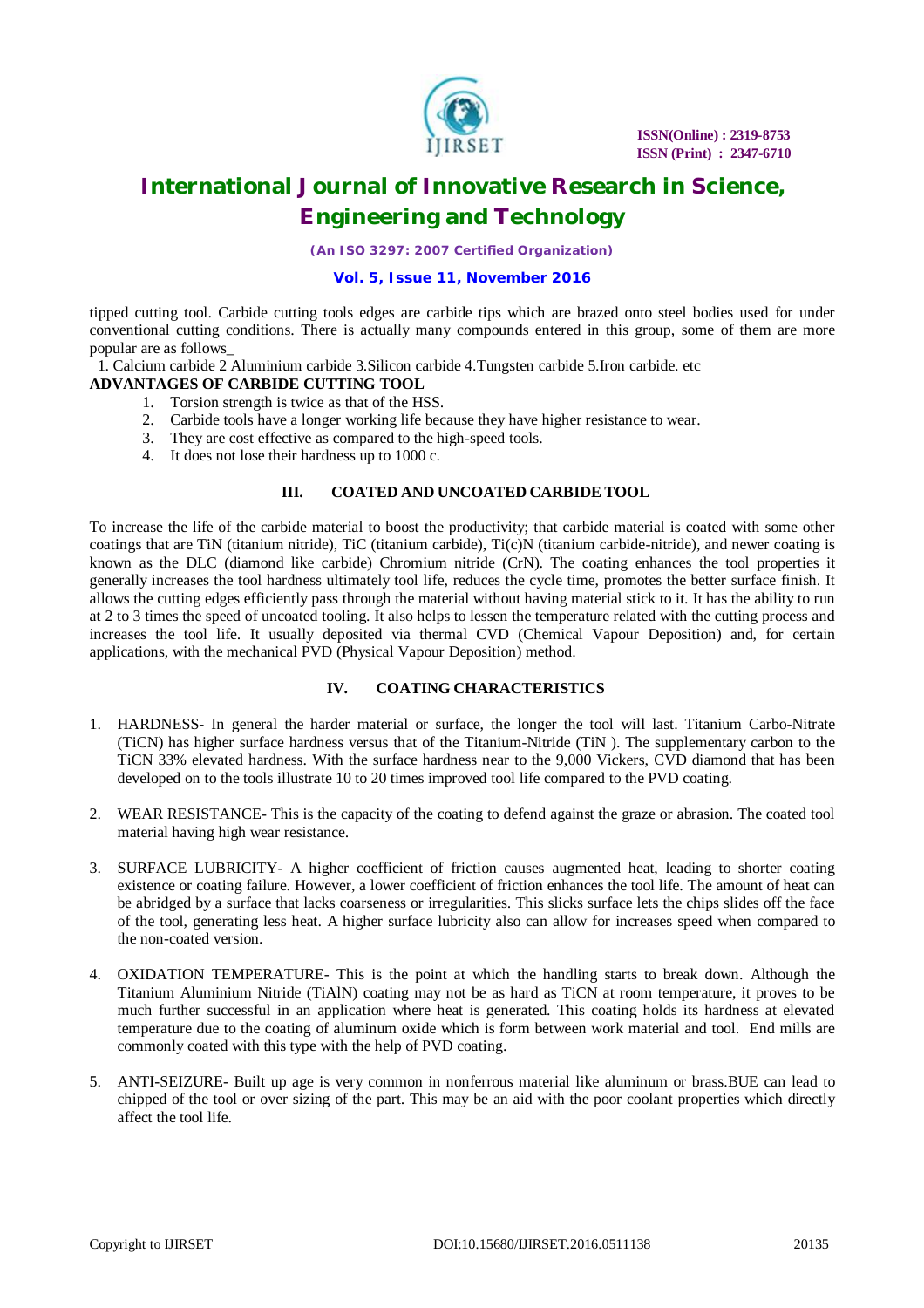tipped cutting tool. Carbide cutting tools edges are carbide tips which are brazed onto steel bodies used for under conventional cutting conditions. There is actually many compounds entered in this group, some of them are more popular are as follows_

1. Calcium carbide 2 Aluminium carbide 3.Silicon carbide 4.Tungsten carbide 5.Iron carbide. etc

**ADVANTAGES OF CARBIDE CUTTING TOOL**

1. Torsion strength is twice as that of the HSS.
2. Carbide tools have a longer working life because they have higher resistance to wear.
3. They are cost effective as compared to the high-speed tools.
4. It does not lose their hardness up to 1000 c.

## III. COATED AND UNCOATED CARBIDE TOOL

To increase the life of the carbide material to boost the productivity; that carbide material is coated with some other coatings that are TiN (titanium nitride), TiC (titanium carbide), Ti(c)N (titanium carbide-nitride), and newer coating is known as the DLC (diamond like carbide) Chromium nitride (CrN). The coating enhances the tool properties it generally increases the tool hardness ultimately tool life, reduces the cycle time, promotes the better surface finish. It allows the cutting edges efficiently pass through the material without having material stick to it. It has the ability to run at 2 to 3 times the speed of uncoated tooling. It also helps to lessen the temperature related with the cutting process and increases the tool life. It usually deposited via thermal CVD (Chemical Vapour Deposition) and, for certain applications, with the mechanical PVD (Physical Vapour Deposition) method.

## IV. COATING CHARACTERISTICS

1. HARDNESS- In general the harder material or surface, the longer the tool will last. Titanium Carbo-Nitrate (TiCN) has higher surface hardness versus that of the Titanium-Nitride (TiN ). The supplementary carbon to the TiCN 33% elevated hardness. With the surface hardness near to the 9,000 Vickers, CVD diamond that has been developed on to the tools illustrate 10 to 20 times improved tool life compared to the PVD coating.

2. WEAR RESISTANCE- This is the capacity of the coating to defend against the graze or abrasion. The coated tool material having high wear resistance.

3. SURFACE LUBRICITY- A higher coefficient of friction causes augmented heat, leading to shorter coating existence or coating failure. However, a lower coefficient of friction enhances the tool life. The amount of heat can be abridged by a surface that lacks coarseness or irregularities. This slicks surface lets the chips slides off the face of the tool, generating less heat. A higher surface lubricity also can allow for increases speed when compared to the non-coated version.

4. OXIDATION TEMPERATURE- This is the point at which the handling starts to break down. Although the Titanium Aluminium Nitride (TiAlN) coating may not be as hard as TiCN at room temperature, it proves to be much further successful in an application where heat is generated. This coating holds its hardness at elevated temperature due to the coating of aluminum oxide which is form between work material and tool. End mills are commonly coated with this type with the help of PVD coating.

5. ANTI-SEIZURE- Built up age is very common in nonferrous material like aluminum or brass.BUE can lead to chipped of the tool or over sizing of the part. This may be an aid with the poor coolant properties which directly affect the tool life.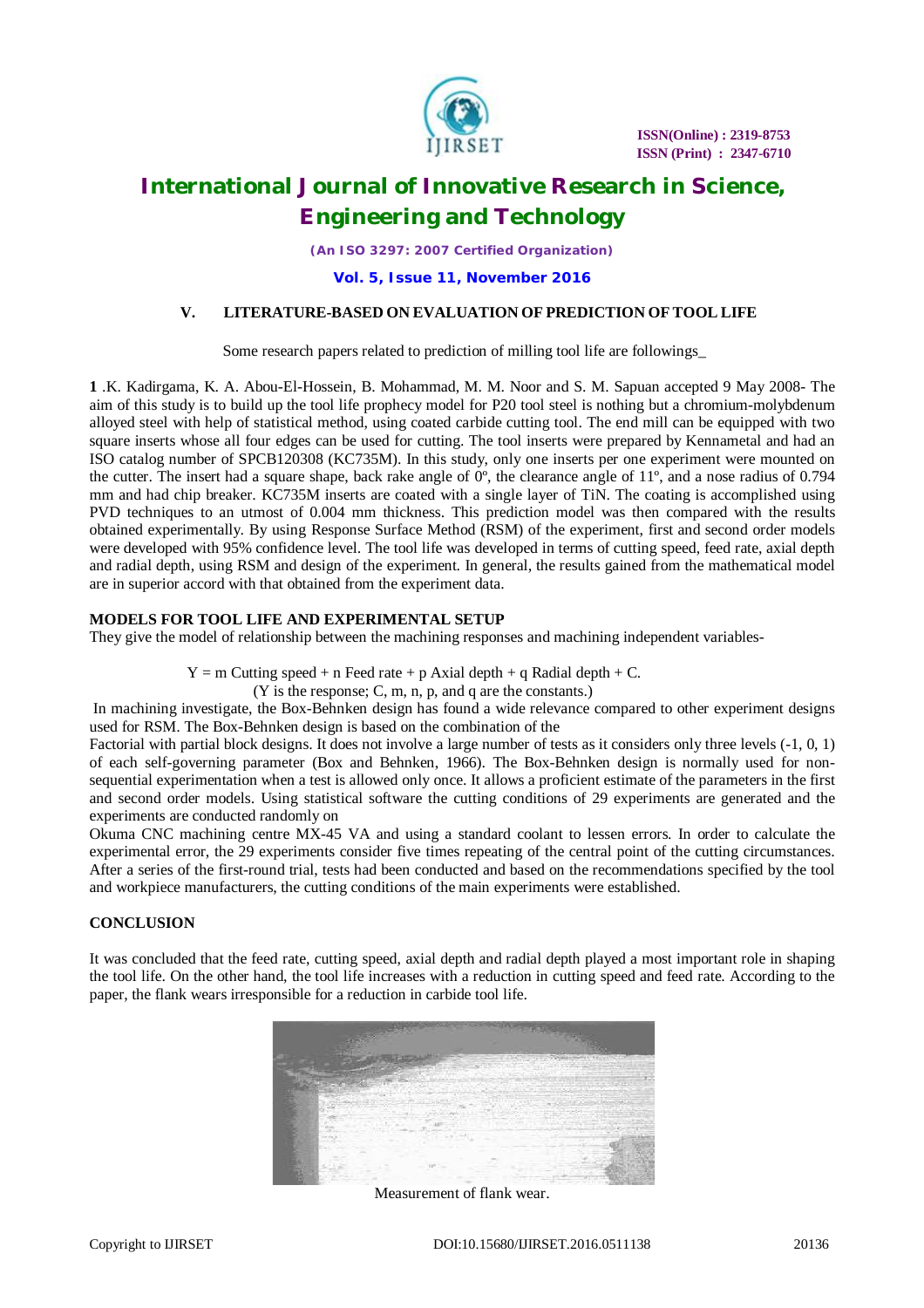## V. LITERATURE-BASED ON EVALUATION OF PREDICTION OF TOOL LIFE

Some research papers related to prediction of milling tool life are followings_

**1** .K. Kadirgama, K. A. Abou-El-Hossein, B. Mohammad, M. M. Noor and S. M. Sapuan accepted 9 May 2008- The aim of this study is to build up the tool life prophecy model for P20 tool steel is nothing but a chromium-molybdenum alloyed steel with help of statistical method, using coated carbide cutting tool. The end mill can be equipped with two square inserts whose all four edges can be used for cutting. The tool inserts were prepared by Kennametal and had an ISO catalog number of SPCB120308 (KC735M). In this study, only one inserts per one experiment were mounted on the cutter. The insert had a square shape, back rake angle of 0º, the clearance angle of 11º, and a nose radius of 0.794 mm and radial depth and had chip breaker. KC735M inserts are coated with a single layer of TiN. The coating is accomplished using PVD techniques to an utmost of 0.004 mm thickness. This prediction model was then compared with the results obtained experimentally. By using Response Surface Method (RSM) of the experiment, first and second order models were developed with 95% confidence level. The tool life was developed in terms of cutting speed, feed rate, axial depth and radial depth, using RSM and design of the experiment. In general, the results gained from the mathematical model are in superior accord with that obtained from the experiment data.

**MODELS FOR TOOL LIFE AND EXPERIMENTAL SETUP**

They give the model of relationship between the machining responses and machining independent variables-

Y = m Cutting speed + n Feed rate + p Axial depth + q Radial depth + C.

(Y is the response; C, m, n, p, and q are the constants.)

In machining investigate, the Box-Behnken design has found a wide relevance compared to other experiment designs used for RSM. The Box-Behnken design is based on the combination of the Factorial with partial block designs. It does not involve a large number of tests as it considers only three levels (-1, 0, 1) of each self-governing parameter (Box and Behnken, 1966). The Box-Behnken design is normally used for non-sequential experimentation when a test is allowed only once. It allows a proficient estimate of the parameters in the first and second order models. Using statistical software the cutting conditions of 29 experiments are generated and the experiments are conducted randomly on Okuma CNC machining centre MX-45 VA and using a standard coolant to lessen errors. In order to calculate the experimental error, the 29 experiments consider five times repeating of the central point of the cutting circumstances. After a series of the first-round trial, tests had been conducted and based on the recommendations specified by the tool and workpiece manufacturers, the cutting conditions of the main experiments were established.

**CONCLUSION**

It was concluded that the feed rate, cutting speed, axial depth and radial depth played a most important role in shaping the tool life. On the other hand, the tool life increases with a reduction in cutting speed and feed rate. According to the paper, the flank wears irresponsible for a reduction in carbide tool life.

Measurement of flank wear.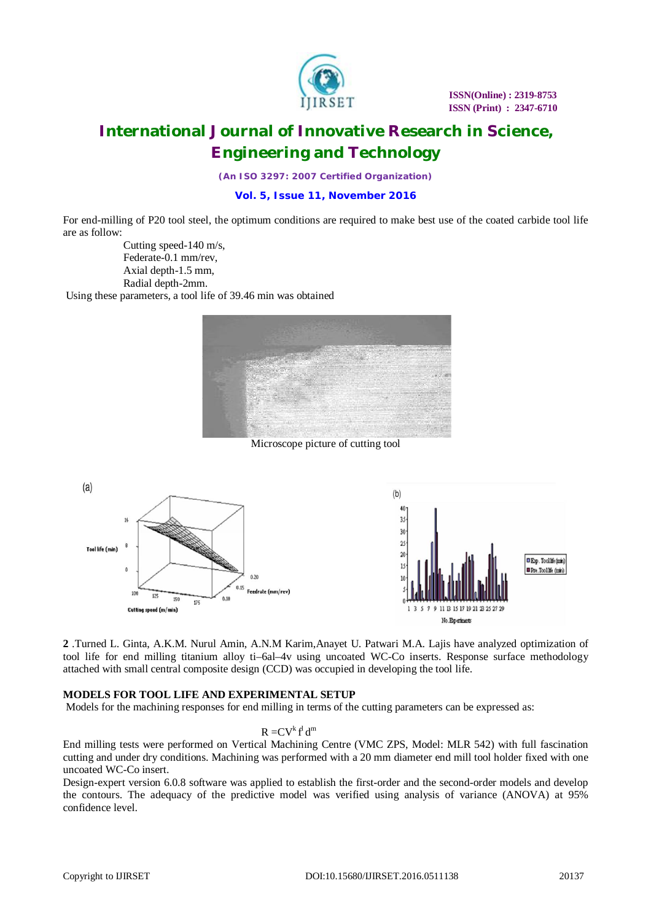For end-milling of P20 tool steel, the optimum conditions are required to make best use of the coated carbide tool life are as follow:

Cutting speed-140 m/s,
Federate-0.1 mm/rev,
Axial depth-1.5 mm,
Radial depth-2mm.

Using these parameters, a tool life of 39.46 min was obtained

Microscope picture of cutting tool

(a)

Tool life (min)
16
8
0
100
125
150
175
Cutting speed (m/min)
0.10
0.15
0.20
Feedrate (mm/rev)

(b)

40
35
30
25
20
15
10
5
0
1 3 5 7 9 11 13 15 17 19 21 23 25 27 29
No.Experiments
Exp. Toollife (min)
Pre. Toollife (min)

**2** .Turned L. Ginta, A.K.M. Nurul Amin, A.N.M Karim,Anayet U. Patwari M.A. Lajis have analyzed optimization of tool life for end milling titanium alloy ti–6al–4v using uncoated WC-Co inserts. Response surface methodology attached with small central composite design (CCD) was occupied in developing the tool life.

**MODELS FOR TOOL LIFE AND EXPERIMENTAL SETUP**

Models for the machining responses for end milling in terms of the cutting parameters can be expressed as:

$$R = CV^k f^l d^m$$

End milling tests were performed on Vertical Machining Centre (VMC ZPS, Model: MLR 542) with full fascination cutting and under dry conditions. Machining was performed with a 20 mm diameter end mill tool holder fixed with one uncoated WC-Co insert.

Design-expert version 6.0.8 software was applied to establish the first-order and the second-order models and develop the contours. The adequacy of the predictive model was verified using analysis of variance (ANOVA) at 95% confidence level.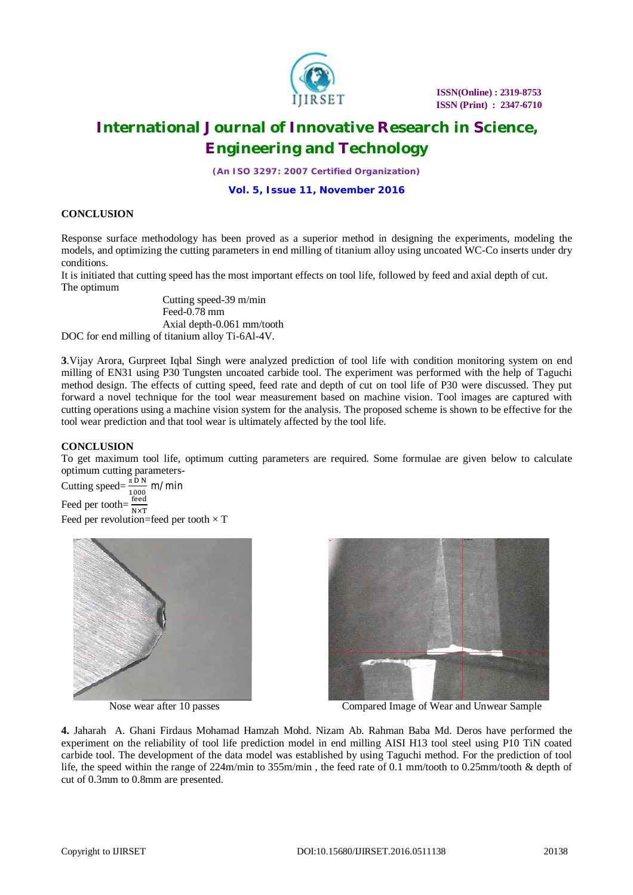**CONCLUSION**

Response surface methodology has been proved as a superior method in designing the experiments, modeling the models, and optimizing the cutting parameters in end milling of titanium alloy using uncoated WC-Co inserts under dry conditions.

It is initiated that cutting speed has the most important effects on tool life, followed by feed and axial depth of cut.
The optimum

Cutting speed-39 m/min
Feed-0.78 mm
Axial depth-0.061 mm/tooth

DOC for end milling of titanium alloy Ti-6Al-4V.

**3**.Vijay Arora, Gurpreet Iqbal Singh were analyzed prediction of tool life with condition monitoring system on end milling of EN31 using P30 Tungsten uncoated carbide tool. The experiment was performed with the help of Taguchi method design. The effects of cutting speed, feed rate and depth of cut on tool life of P30 were discussed. They put forward a novel technique for the tool wear measurement based on machine vision. Tool images are captured with cutting operations using a machine vision system for the analysis. The proposed scheme is shown to be effective for the tool wear prediction and that tool wear is ultimately affected by the tool life.

**CONCLUSION**

To get maximum tool life, optimum cutting parameters are required. Some formulae are given below to calculate optimum cutting parameters-

Cutting speed= $\frac{\pi D N}{1000}$ m/min

Feed per tooth= $\frac{feed}{N \times T}$

Feed per revolution=feed per tooth × T

Nose wear after 10 passes

Compared Image of Wear and Unwear Sample

**4.** Jaharah A. Ghani Firdaus Mohamad Hamzah Mohd. Nizam Ab. Rahman Baba Md. Deros have performed the experiment on the reliability of tool life prediction model in end milling AISI H13 tool steel using P10 TiN coated carbide tool. The development of the data model was established by using Taguchi method. For the prediction of tool life, the speed within the range of 224m/min to 355m/min , the feed rate of 0.1 mm/tooth to 0.25mm/tooth & depth of cut of 0.3mm to 0.8mm are presented.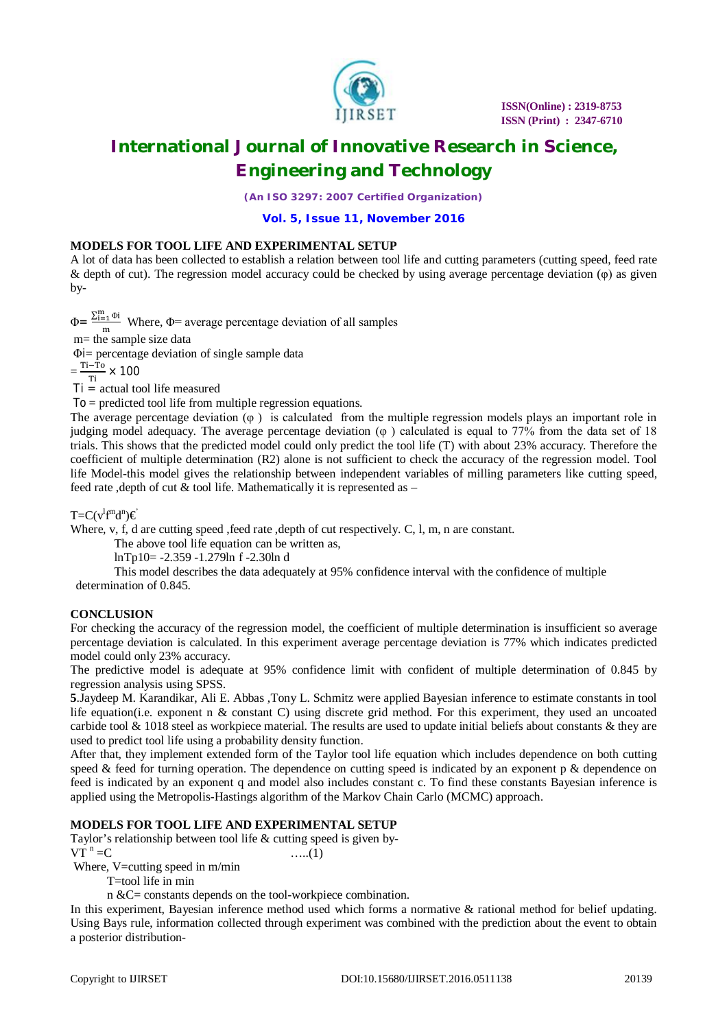### MODELS FOR TOOL LIFE AND EXPERIMENTAL SETUP

A lot of data has been collected to establish a relation between tool life and cutting parameters (cutting speed, feed rate & depth of cut). The regression model accuracy could be checked by using average percentage deviation (φ) as given by-

$\Phi = \frac{\sum_{i=1}^{m} \Phi i}{m}$ Where, Φ= average percentage deviation of all samples

m= the sample size data

Φi= percentage deviation of single sample data

$= \frac{Ti - To}{Ti} \times 100$

Ti = actual tool life measured

To = predicted tool life from multiple regression equations.

The average percentage deviation (φ) is calculated from the multiple regression models plays an important role in judging model adequacy. The average percentage deviation (φ) calculated is equal to 77% from the data set of 18 trials. This shows that the predicted model could only predict the tool life (T) with about 23% accuracy. Therefore the coefficient of multiple determination (R2) alone is not sufficient to check the accuracy of the regression model. Tool life Model-this model gives the relationship between independent variables of milling parameters like cutting speed, feed rate ,depth of cut & tool life. Mathematically it is represented as –

$T=C(v^l f^m d^n)€'$

Where, v, f, d are cutting speed ,feed rate ,depth of cut respectively. C, l, m, n are constant.

The above tool life equation can be written as,

$\ln Tp10 = -2.359 - 1.279 \ln f - 2.30 \ln d$

This model describes the data adequately at 95% confidence interval with the confidence of multiple determination of 0.845.

### CONCLUSION

For checking the accuracy of the regression model, the coefficient of multiple determination is insufficient so average percentage deviation is calculated. In this experiment average percentage deviation is 77% which indicates predicted model could only 23% accuracy.

The predictive model is adequate at 95% confidence limit with confident of multiple determination of 0.845 by regression analysis using SPSS.

**5**.Jaydeep M. Karandikar, Ali E. Abbas ,Tony L. Schmitz were applied Bayesian inference to estimate constants in tool life equation(i.e. exponent n & constant C) using discrete grid method. For this experiment, they used an uncoated carbide tool & 1018 steel as workpiece material. The results are used to update initial beliefs about constants & they are used to predict tool life using a probability density function.

After that, they implement extended form of the Taylor tool life equation which includes dependence on both cutting speed & feed for turning operation. The dependence on cutting speed is indicated by an exponent p & dependence on feed is indicated by an exponent q and model also includes constant c. To find these constants Bayesian inference is applied using the Metropolis-Hastings algorithm of the Markov Chain Carlo (MCMC) approach.

### MODELS FOR TOOL LIFE AND EXPERIMENTAL SETUP

Taylor's relationship between tool life & cutting speed is given by-

$VT^{n} = C$ …..(1)

Where, V=cutting speed in m/min

T=tool life in min

n &C= constants depends on the tool-workpiece combination.

In this experiment, Bayesian inference method used which forms a normative & rational method for belief updating. Using Bays rule, information collected through experiment was combined with the prediction about the event to obtain a posterior distribution-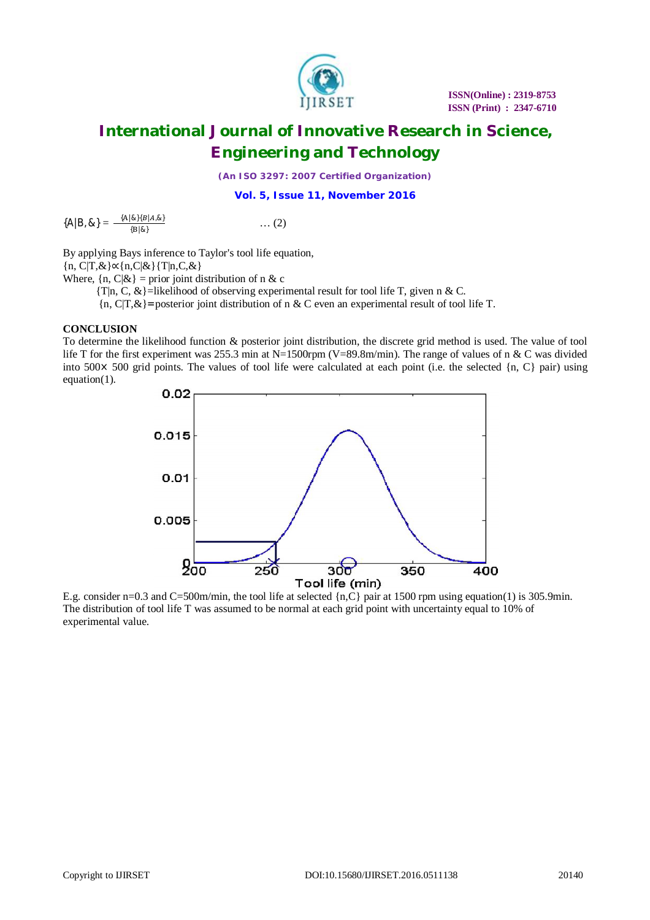$$\{A|B,\&\} = \frac{\{A|\&\}\{B|A,\&\}}{\{B|\&\}} \qquad \ldots (2)$$

By applying Bays inference to Taylor's tool life equation,

$\{n, C|T,\&\} \propto \{n,C|\&\}\{T|n,C,\&\}$

Where, $\{n, C|\&\}$ = prior joint distribution of n & c

$\{T|n, C, \&\}$=likelihood of observing experimental result for tool life T, given n & C.

$\{n, C|T,\&\}$=posterior joint distribution of n & C even an experimental result of tool life T.

**CONCLUSION**

To determine the likelihood function & posterior joint distribution, the discrete grid method is used. The value of tool life T for the first experiment was 255.3 min at N=1500rpm (V=89.8m/min). The range of values of n & C was divided into 500× 500 grid points. The values of tool life were calculated at each point (i.e. the selected {n, C} pair) using equation(1).

0.02
0.015
0.01
0.005
0
200
250
300
350
400
Tool life (min)

E.g. consider n=0.3 and C=500m/min, the tool life at selected {n,C} pair at 1500 rpm using equation(1) is 305.9min. The distribution of tool life T was assumed to be normal at each grid point with uncertainty equal to 10% of experimental value.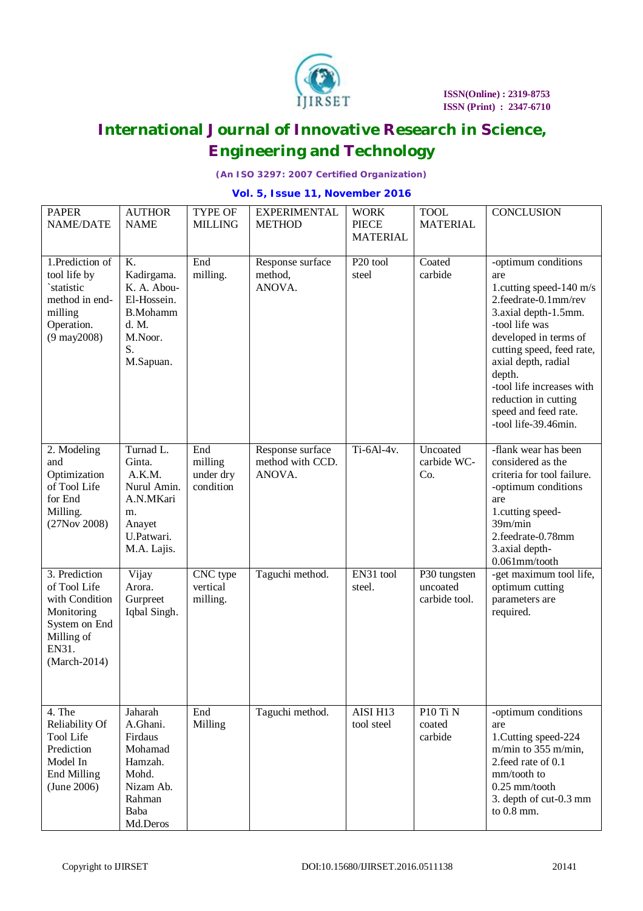| PAPER NAME/DATE | AUTHOR NAME | TYPE OF MILLING | EXPERIMENTAL METHOD | WORK PIECE MATERIAL | TOOL MATERIAL | CONCLUSION |
|---|---|---|---|---|---|---|
| 1.Prediction of tool life by `statistic method in end-milling Operation. (9 may2008) | K. Kadirgama. K. A. Abou-El-Hossein. B.Mohammd. M. M.Noor. S. M.Sapuan. | End milling. | Response surface method, ANOVA. | P20 tool steel | Coated carbide | -optimum conditions are 1.cutting speed-140 m/s 2.feedrate-0.1mm/rev 3.axial depth-1.5mm. -tool life was developed in terms of cutting speed, feed rate, axial depth, radial depth. -tool life increases with reduction in cutting speed and feed rate. -tool life-39.46min. |
| 2. Modeling and Optimization of Tool Life for End Milling. (27Nov 2008) | Turnad L. Ginta. A.K.M. Nurul Amin. A.N.MKarim. Anayet U.Patwari. M.A. Lajis. | End milling under dry condition | Response surface method with CCD. ANOVA. | Ti-6Al-4v. | Uncoated carbide WC-Co. | -flank wear has been considered as the criteria for tool failure. -optimum conditions are 1.cutting speed-39m/min 2.feedrate-0.78mm 3.axial depth-0.061mm/tooth |
| 3. Prediction of Tool Life with Condition Monitoring System on End Milling of EN31. (March-2014) | Vijay Arora. Gurpreet Iqbal Singh. | CNC type vertical milling. | Taguchi method. | EN31 tool steel. | P30 tungsten uncoated carbide tool. | -get maximum tool life, optimum cutting parameters are required. |
| 4. The Reliability Of Tool Life Prediction Model In End Milling (June 2006) | Jaharah A.Ghani. Firdaus Mohamad Hamzah. Mohd. Nizam Ab. Rahman Baba Md.Deros | End Milling | Taguchi method. | AISI H13 tool steel | P10 Ti N coated carbide | -optimum conditions are 1.Cutting speed-224 m/min to 355 m/min, 2.feed rate of 0.1 mm/tooth to 0.25 mm/tooth 3. depth of cut-0.3 mm to 0.8 mm. |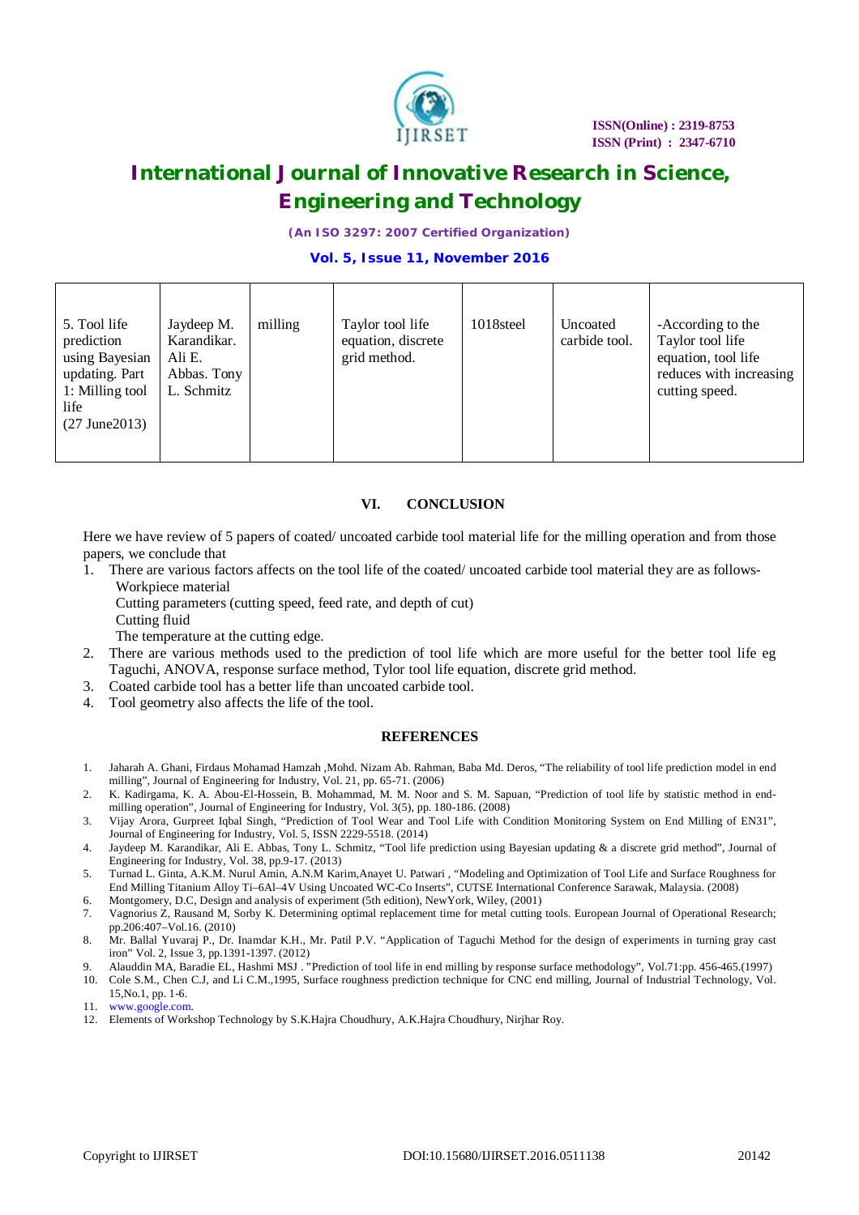| | | | | | | |
|---|---|---|---|---|---|---|
| 5. Tool life prediction using Bayesian updating. Part 1: Milling tool life (27 June2013) | Jaydeep M. Karandikar. Ali E. Abbas. Tony L. Schmitz | milling | Taylor tool life equation, discrete grid method. | 1018steel | Uncoated carbide tool. | -According to the Taylor tool life equation, tool life reduces with increasing cutting speed. |

## VI. CONCLUSION

Here we have review of 5 papers of coated/ uncoated carbide tool material life for the milling operation and from those papers, we conclude that

1. There are various factors affects on the tool life of the coated/ uncoated carbide tool material they are as follows-
   Workpiece material
   Cutting parameters (cutting speed, feed rate, and depth of cut)
   Cutting fluid
   The temperature at the cutting edge.
2. There are various methods used to the prediction of tool life which are more useful for the better tool life eg Taguchi, ANOVA, response surface method, Tylor tool life equation, discrete grid method.
3. Coated carbide tool has a better life than uncoated carbide tool.
4. Tool geometry also affects the life of the tool.

## REFERENCES

1. Jaharah A. Ghani, Firdaus Mohamad Hamzah ,Mohd. Nizam Ab. Rahman, Baba Md. Deros, "The reliability of tool life prediction model in end milling", Journal of Engineering for Industry, Vol. 21, pp. 65-71. (2006)
2. K. Kadirgama, K. A. Abou-El-Hossein, B. Mohammad, M. M. Noor and S. M. Sapuan, "Prediction of tool life by statistic method in end-milling operation", Journal of Engineering for Industry, Vol. 3(5), pp. 180-186. (2008)
3. Vijay Arora, Gurpreet Iqbal Singh, "Prediction of Tool Wear and Tool Life with Condition Monitoring System on End Milling of EN31", Journal of Engineering for Industry, Vol. 5, ISSN 2229-5518. (2014)
4. Jaydeep M. Karandikar, Ali E. Abbas, Tony L. Schmitz, "Tool life prediction using Bayesian updating & a discrete grid method", Journal of Engineering for Industry, Vol. 38, pp.9-17. (2013)
5. Turnad L. Ginta, A.K.M. Nurul Amin, A.N.M Karim,Anayet U. Patwari , "Modeling and Optimization of Tool Life and Surface Roughness for End Milling Titanium Alloy Ti–6Al–4V Using Uncoated WC-Co Inserts", CUTSE International Conference Sarawak, Malaysia. (2008)
6. Montgomery, D.C, Design and analysis of experiment (5th edition), NewYork, Wiley, (2001)
7. Vagnorius Z, Rausand M, Sorby K. Determining optimal replacement time for metal cutting tools. European Journal of Operational Research; pp.206:407–Vol.16. (2010)
8. Mr. Ballal Yuvaraj P., Dr. Inamdar K.H., Mr. Patil P.V. "Application of Taguchi Method for the design of experiments in turning gray cast iron" Vol. 2, Issue 3, pp.1391-1397. (2012)
9. Alauddin MA, Baradie EL, Hashmi MSJ . "Prediction of tool life in end milling by response surface methodology", Vol.71:pp. 456-465.(1997)
10. Cole S.M., Chen C.J, and Li C.M.,1995, Surface roughness prediction technique for CNC end milling, Journal of Industrial Technology, Vol. 15,No.1, pp. 1-6.
11. www.google.com.
12. Elements of Workshop Technology by S.K.Hajra Choudhury, A.K.Hajra Choudhury, Nirjhar Roy.